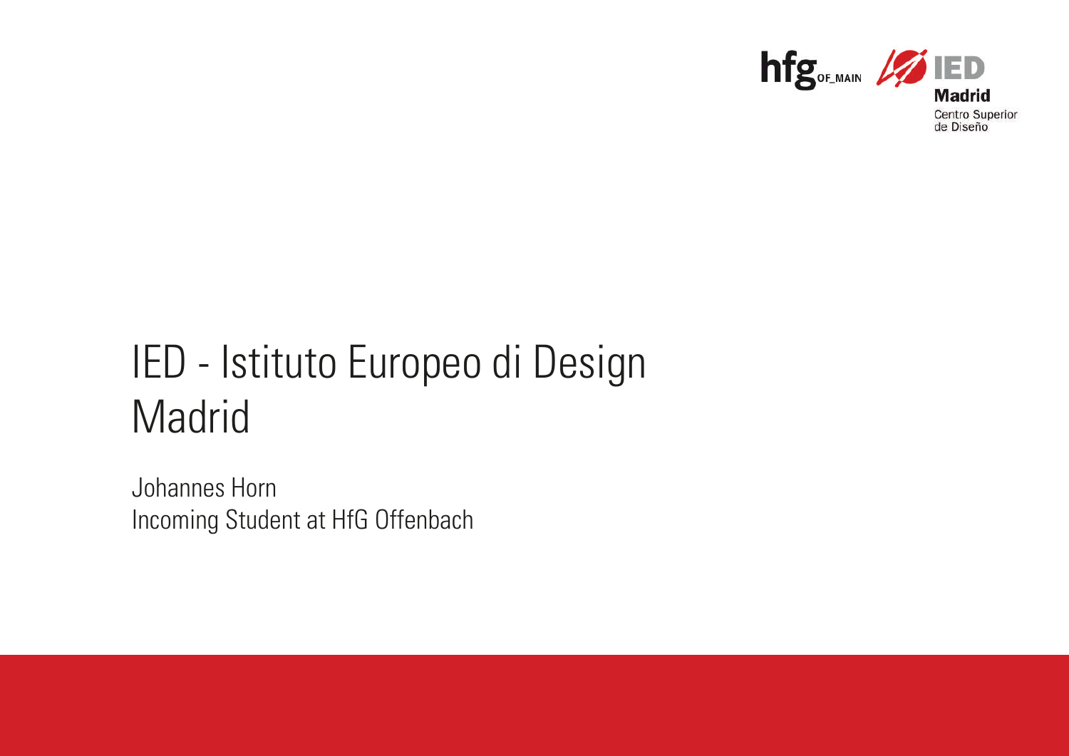hfg OF_MAIN IED Madrid Centro Superior de Diseño

# IED - Istituto Europeo di Design Madrid

Johannes Horn
Incoming Student at HfG Offenbach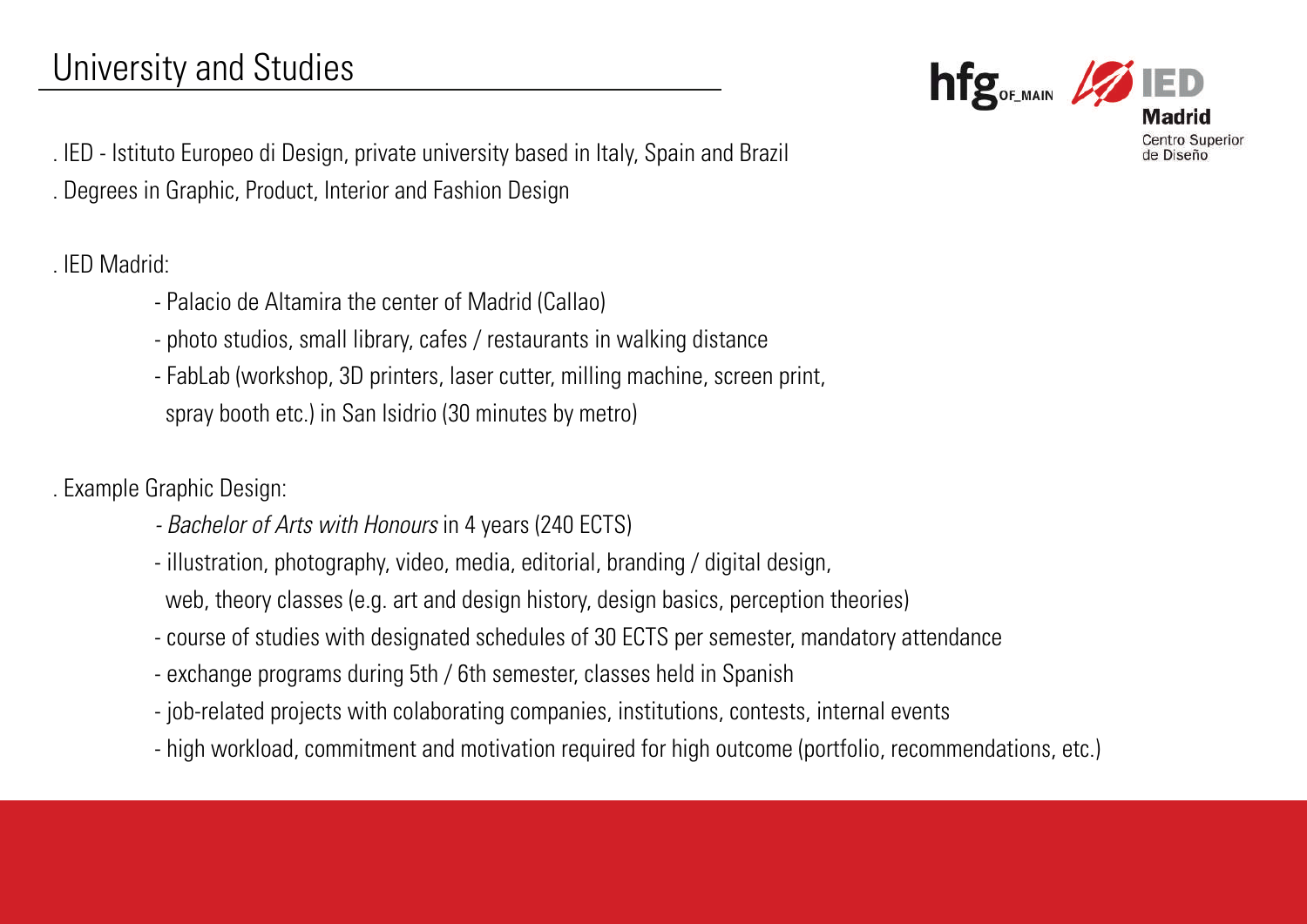# University and Studies

. IED - Istituto Europeo di Design, private university based in Italy, Spain and Brazil
. Degrees in Graphic, Product, Interior and Fashion Design

. IED Madrid:

- Palacio de Altamira the center of Madrid (Callao)
- photo studios, small library, cafes / restaurants in walking distance
- FabLab (workshop, 3D printers, laser cutter, milling machine, screen print, spray booth etc.) in San Isidrio (30 minutes by metro)

. Example Graphic Design:

- *Bachelor of Arts with Honours* in 4 years (240 ECTS)
- illustration, photography, video, media, editorial, branding / digital design, web, theory classes (e.g. art and design history, design basics, perception theories)
- course of studies with designated schedules of 30 ECTS per semester, mandatory attendance
- exchange programs during 5th / 6th semester, classes held in Spanish
- job-related projects with colaborating companies, institutions, contests, internal events
- high workload, commitment and motivation required for high outcome (portfolio, recommendations, etc.)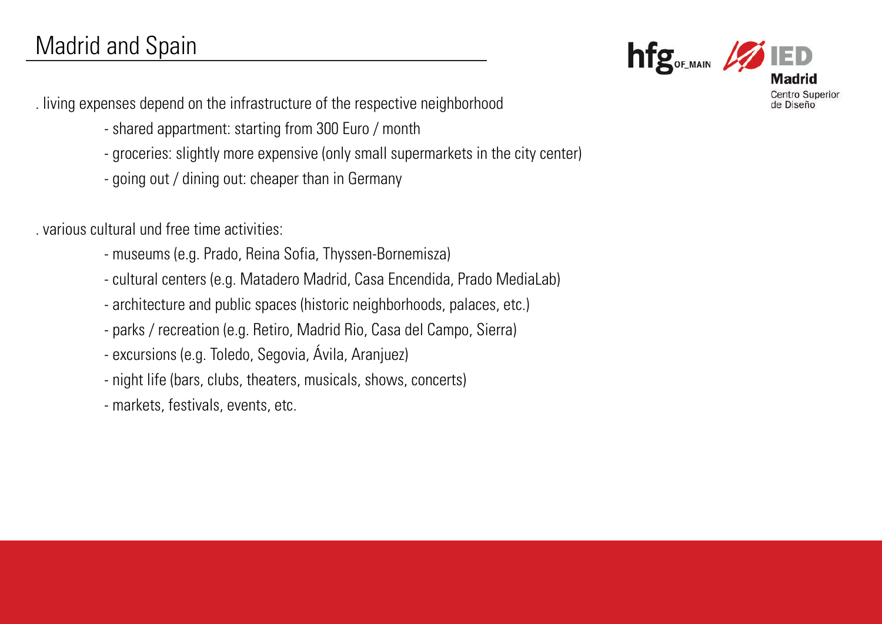# Madrid and Spain

. living expenses depend on the infrastructure of the respective neighborhood

- shared appartment: starting from 300 Euro / month
- groceries: slightly more expensive (only small supermarkets in the city center)
- going out / dining out: cheaper than in Germany

. various cultural und free time activities:

- museums (e.g. Prado, Reina Sofia, Thyssen-Bornemisza)
- cultural centers (e.g. Matadero Madrid, Casa Encendida, Prado MediaLab)
- architecture and public spaces (historic neighborhoods, palaces, etc.)
- parks / recreation (e.g. Retiro, Madrid Rio, Casa del Campo, Sierra)
- excursions (e.g. Toledo, Segovia, Ávila, Aranjuez)
- night life (bars, clubs, theaters, musicals, shows, concerts)
- markets, festivals, events, etc.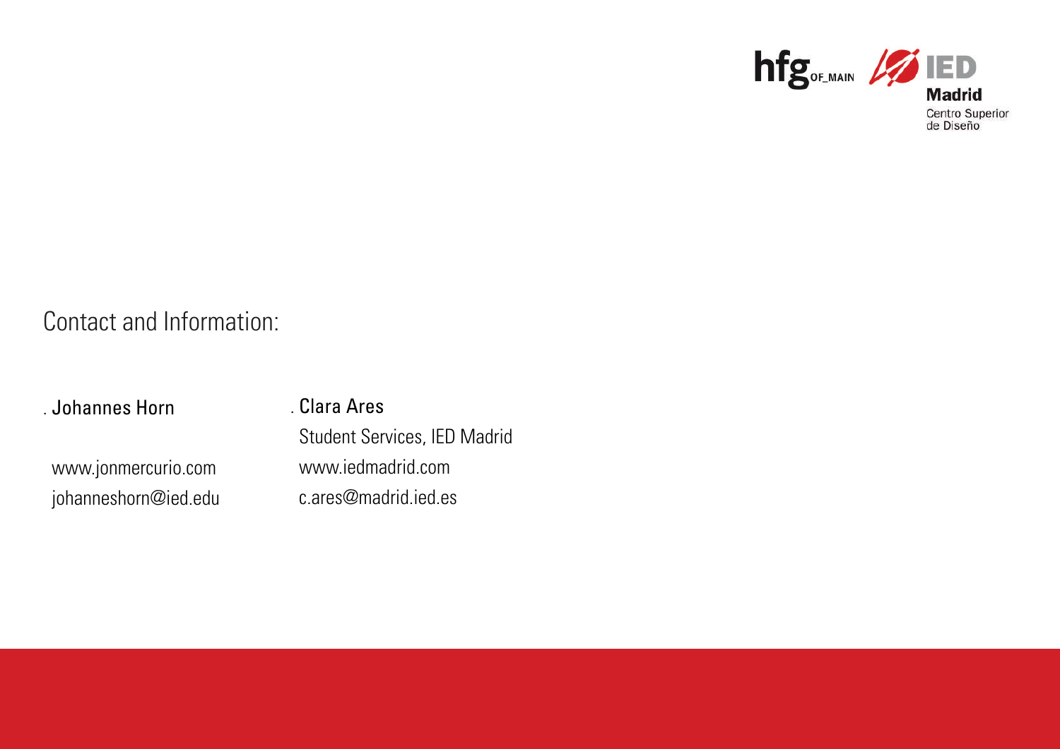hfg OF_MAIN IED Madrid Centro Superior de Diseño

## Contact and Information:

. Johannes Horn

www.jonmercurio.com
johanneshorn@ied.edu

. Clara Ares
Student Services, IED Madrid
www.iedmadrid.com
c.ares@madrid.ied.es